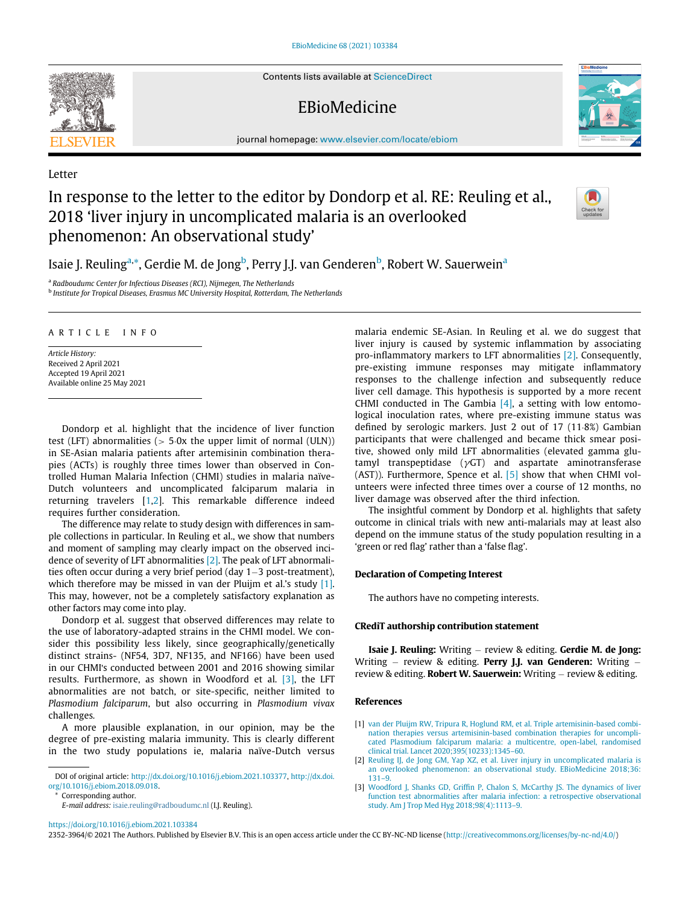Letter

# In response to the letter to the editor by Dondorp et al. RE: Reuling et al., 2018 'liver injury in uncomplicated malaria is an overlooked phenomenon: An observational study'

Isaie J. Reuling[a,*], Gerdie M. de Jong[b], Perry J.J. van Genderen[b], Robert W. Sauerwein[a]

[a] Radboudumc Center for Infectious Diseases (RCI), Nijmegen, The Netherlands
[b] Institute for Tropical Diseases, Erasmus MC University Hospital, Rotterdam, The Netherlands

ARTICLE INFO

*Article History:*
Received 2 April 2021
Accepted 19 April 2021
Available online 25 May 2021

Dondorp et al. highlight that the incidence of liver function test (LFT) abnormalities (> 5·0x the upper limit of normal (ULN)) in SE-Asian malaria patients after artemisinin combination therapies (ACTs) is roughly three times lower than observed in Controlled Human Malaria Infection (CHMI) studies in malaria naïve-Dutch volunteers and uncomplicated falciparum malaria in returning travelers [1,2]. This remarkable difference indeed requires further consideration.

The difference may relate to study design with differences in sample collections in particular. In Reuling et al., we show that numbers and moment of sampling may clearly impact on the observed incidence of severity of LFT abnormalities [2]. The peak of LFT abnormalities often occur during a very brief period (day 1−3 post-treatment), which therefore may be missed in van der Pluijm et al.'s study [1]. This may, however, not be a completely satisfactory explanation as other factors may come into play.

Dondorp et al. suggest that observed differences may relate to the use of laboratory-adapted strains in the CHMI model. We consider this possibility less likely, since geographically/genetically distinct strains- (NF54, 3D7, NF135, and NF166) have been used in our CHMI's conducted between 2001 and 2016 showing similar results. Furthermore, as shown in Woodford et al. [3], the LFT abnormalities are not batch, or site-specific, neither limited to *Plasmodium falciparum*, but also occurring in *Plasmodium vivax* challenges.

A more plausible explanation, in our opinion, may be the degree of pre-existing malaria immunity. This is clearly different in the two study populations ie, malaria naïve-Dutch versus malaria endemic SE-Asian. In Reuling et al. we do suggest that liver injury is caused by systemic inflammation by associating pro-inflammatory markers to LFT abnormalities [2]. Consequently, pre-existing immune responses may mitigate inflammatory responses to the challenge infection and subsequently reduce liver cell damage. This hypothesis is supported by a more recent CHMI conducted in The Gambia [4], a setting with low entomological inoculation rates, where pre-existing immune status was defined by serologic markers. Just 2 out of 17 (11·8%) Gambian participants that were challenged and became thick smear positive, showed only mild LFT abnormalities (elevated gamma glutamyl transpeptidase ($\gamma$GT) and aspartate aminotransferase (AST)). Furthermore, Spence et al. [5] show that when CHMI volunteers were infected three times over a course of 12 months, no liver damage was observed after the third infection.

The insightful comment by Dondorp et al. highlights that safety outcome in clinical trials with new anti-malarials may at least also depend on the immune status of the study population resulting in a 'green or red flag' rather than a 'false flag'.

### Declaration of Competing Interest

The authors have no competing interests.

### CRediT authorship contribution statement

**Isaie J. Reuling:** Writing – review & editing. **Gerdie M. de Jong:** Writing – review & editing. **Perry J.J. van Genderen:** Writing – review & editing. **Robert W. Sauerwein:** Writing – review & editing.

### References

[1] van der Pluijm RW, Tripura R, Hoglund RM, et al. Triple artemisinin-based combination therapies versus artemisinin-based combination therapies for uncomplicated Plasmodium falciparum malaria: a multicentre, open-label, randomised clinical trial. Lancet 2020;395(10233):1345–60.

[2] Reuling IJ, de Jong GM, Yap XZ, et al. Liver injury in uncomplicated malaria is an overlooked phenomenon: an observational study. EBioMedicine 2018;36:131–9.

[3] Woodford J, Shanks GD, Griffin P, Chalon S, McCarthy JS. The dynamics of liver function test abnormalities after malaria infection: a retrospective observational study. Am J Trop Med Hyg 2018;98(4):1113–9.

DOI of original article: http://dx.doi.org/10.1016/j.ebiom.2021.103377, http://dx.doi.org/10.1016/j.ebiom.2018.09.018.

\* Corresponding author.
*E-mail address:* isaie.reuling@radboudumc.nl (I.J. Reuling).

https://doi.org/10.1016/j.ebiom.2021.103384
2352-3964/© 2021 The Authors. Published by Elsevier B.V. This is an open access article under the CC BY-NC-ND license (http://creativecommons.org/licenses/by-nc-nd/4.0/)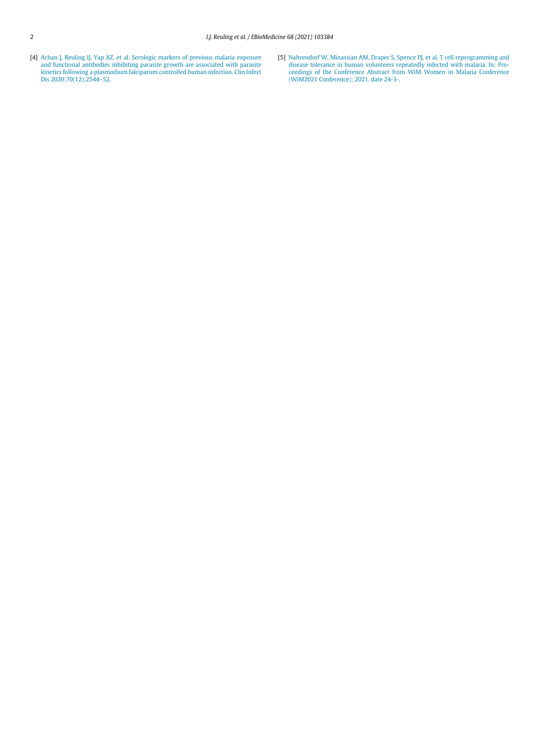[4] Achan J, Reuling IJ, Yap XZ, et al. Serologic markers of previous malaria exposure and functional antibodies inhibiting parasite growth are associated with parasite kinetics following a plasmodium falciparum controlled human infection. Clin Infect Dis 2020;70(12):2544–52.

[5] Nahrendorf W, Minassian AM, Draper S, Spence PJ, et al. T cell reprogramming and disease tolerance in human volunteers repeatedly infected with malaria. In: Proceedings of the Conference Abstract from WiM Women in Malaria Conference (WiM2021 Conference); 2021. date 24-3-.